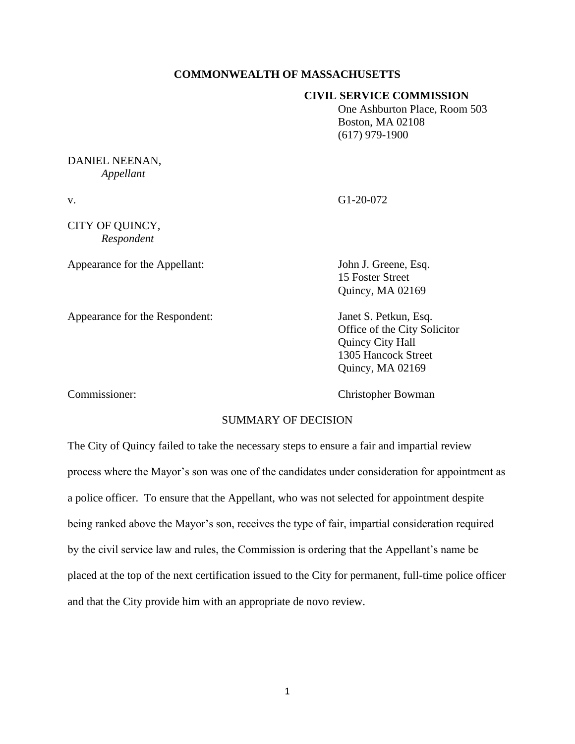**COMMONWEALTH OF MASSACHUSETTS**

**CIVIL SERVICE COMMISSION**
One Ashburton Place, Room 503
Boston, MA 02108
(617) 979-1900

DANIEL NEENAN,
*Appellant*

v. G1-20-072

CITY OF QUINCY,
*Respondent*

Appearance for the Appellant: John J. Greene, Esq.
15 Foster Street
Quincy, MA 02169

Appearance for the Respondent: Janet S. Petkun, Esq.
Office of the City Solicitor
Quincy City Hall
1305 Hancock Street
Quincy, MA 02169

Commissioner: Christopher Bowman

SUMMARY OF DECISION

The City of Quincy failed to take the necessary steps to ensure a fair and impartial review process where the Mayor's son was one of the candidates under consideration for appointment as a police officer. To ensure that the Appellant, who was not selected for appointment despite being ranked above the Mayor's son, receives the type of fair, impartial consideration required by the civil service law and rules, the Commission is ordering that the Appellant's name be placed at the top of the next certification issued to the City for permanent, full-time police officer and that the City provide him with an appropriate de novo review.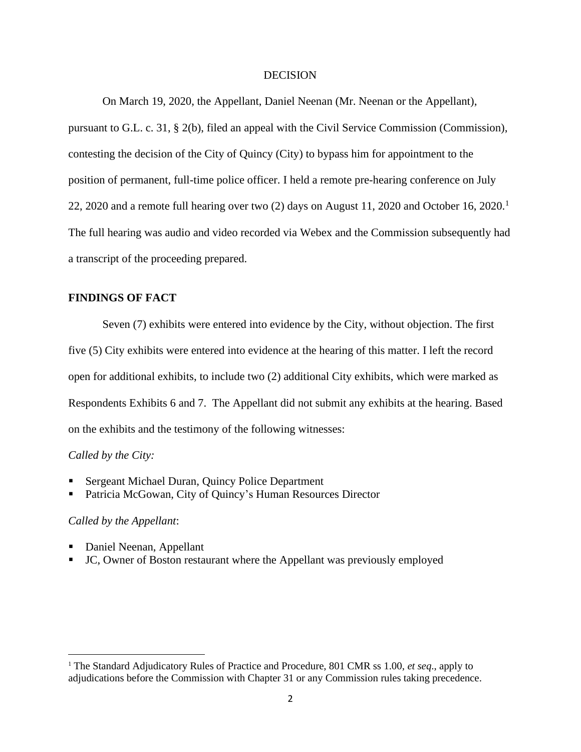DECISION

On March 19, 2020, the Appellant, Daniel Neenan (Mr. Neenan or the Appellant), pursuant to G.L. c. 31, § 2(b), filed an appeal with the Civil Service Commission (Commission), contesting the decision of the City of Quincy (City) to bypass him for appointment to the position of permanent, full-time police officer. I held a remote pre-hearing conference on July 22, 2020 and a remote full hearing over two (2) days on August 11, 2020 and October 16, 2020.[1] The full hearing was audio and video recorded via Webex and the Commission subsequently had a transcript of the proceeding prepared.

## FINDINGS OF FACT

Seven (7) exhibits were entered into evidence by the City, without objection. The first five (5) City exhibits were entered into evidence at the hearing of this matter. I left the record open for additional exhibits, to include two (2) additional City exhibits, which were marked as Respondents Exhibits 6 and 7. The Appellant did not submit any exhibits at the hearing. Based on the exhibits and the testimony of the following witnesses:

*Called by the City:*

- Sergeant Michael Duran, Quincy Police Department
- Patricia McGowan, City of Quincy's Human Resources Director

*Called by the Appellant*:

- Daniel Neenan, Appellant
- JC, Owner of Boston restaurant where the Appellant was previously employed

---

[1] The Standard Adjudicatory Rules of Practice and Procedure, 801 CMR ss 1.00, *et seq.*, apply to adjudications before the Commission with Chapter 31 or any Commission rules taking precedence.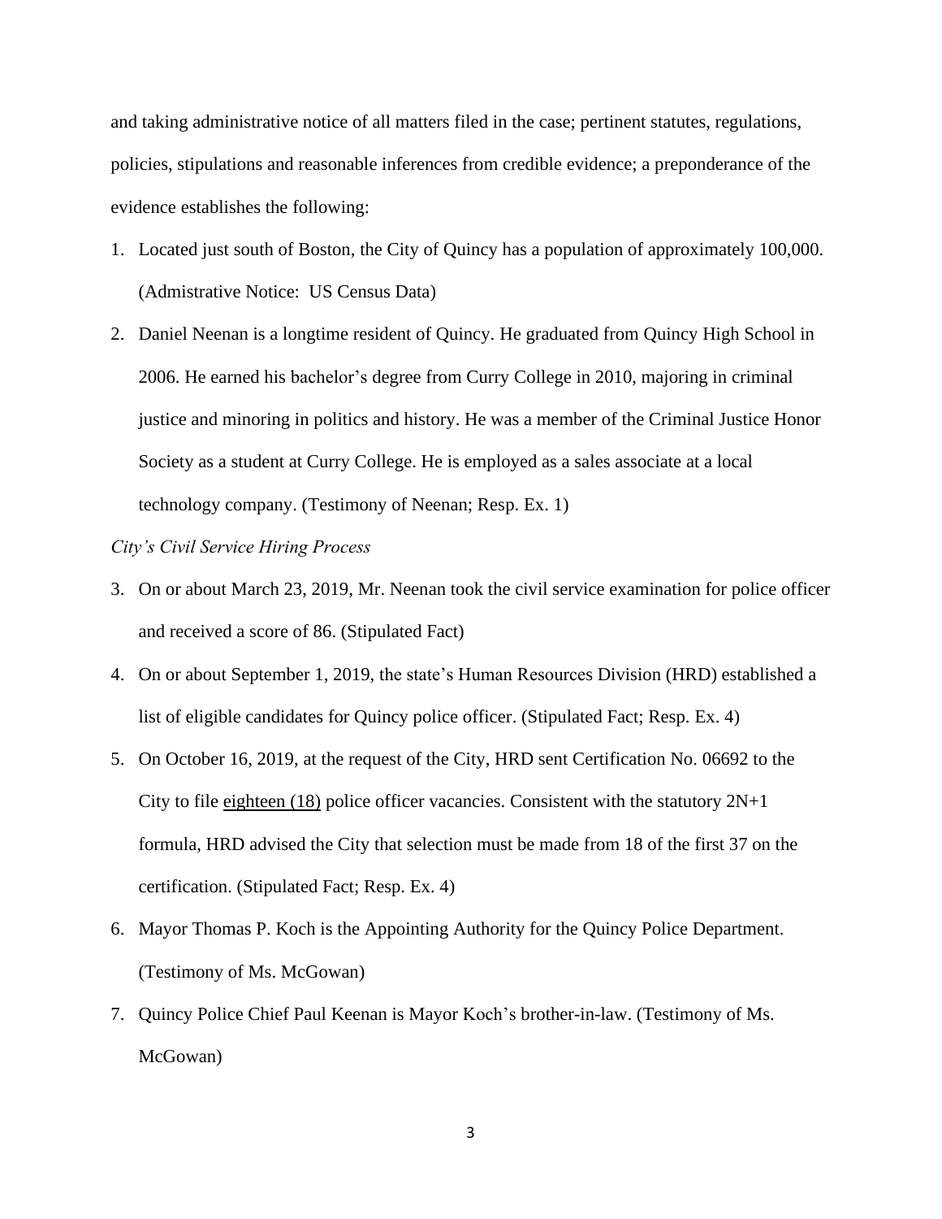and taking administrative notice of all matters filed in the case; pertinent statutes, regulations, policies, stipulations and reasonable inferences from credible evidence; a preponderance of the evidence establishes the following:

1. Located just south of Boston, the City of Quincy has a population of approximately 100,000. (Admistrative Notice: US Census Data)
2. Daniel Neenan is a longtime resident of Quincy. He graduated from Quincy High School in 2006. He earned his bachelor's degree from Curry College in 2010, majoring in criminal justice and minoring in politics and history. He was a member of the Criminal Justice Honor Society as a student at Curry College. He is employed as a sales associate at a local technology company. (Testimony of Neenan; Resp. Ex. 1)

*City's Civil Service Hiring Process*

3. On or about March 23, 2019, Mr. Neenan took the civil service examination for police officer and received a score of 86. (Stipulated Fact)
4. On or about September 1, 2019, the state's Human Resources Division (HRD) established a list of eligible candidates for Quincy police officer. (Stipulated Fact; Resp. Ex. 4)
5. On October 16, 2019, at the request of the City, HRD sent Certification No. 06692 to the City to file eighteen (18) police officer vacancies. Consistent with the statutory 2N+1 formula, HRD advised the City that selection must be made from 18 of the first 37 on the certification. (Stipulated Fact; Resp. Ex. 4)
6. Mayor Thomas P. Koch is the Appointing Authority for the Quincy Police Department. (Testimony of Ms. McGowan)
7. Quincy Police Chief Paul Keenan is Mayor Koch's brother-in-law. (Testimony of Ms. McGowan)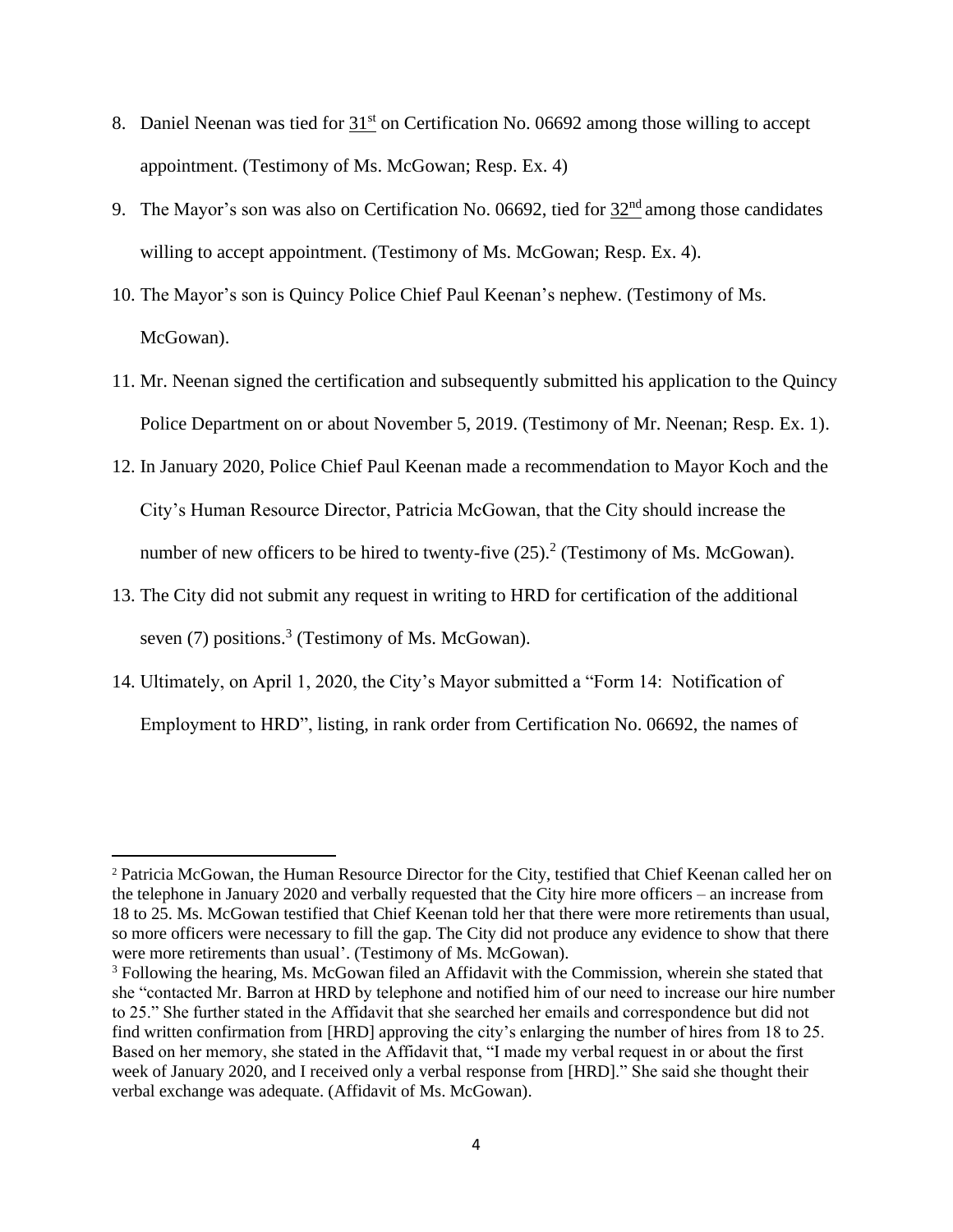8. Daniel Neenan was tied for 31st on Certification No. 06692 among those willing to accept appointment. (Testimony of Ms. McGowan; Resp. Ex. 4)

9. The Mayor's son was also on Certification No. 06692, tied for 32nd among those candidates willing to accept appointment. (Testimony of Ms. McGowan; Resp. Ex. 4).

10. The Mayor's son is Quincy Police Chief Paul Keenan's nephew. (Testimony of Ms. McGowan).

11. Mr. Neenan signed the certification and subsequently submitted his application to the Quincy Police Department on or about November 5, 2019. (Testimony of Mr. Neenan; Resp. Ex. 1).

12. In January 2020, Police Chief Paul Keenan made a recommendation to Mayor Koch and the City's Human Resource Director, Patricia McGowan, that the City should increase the number of new officers to be hired to twenty-five (25).[2] (Testimony of Ms. McGowan).

13. The City did not submit any request in writing to HRD for certification of the additional seven (7) positions.[3] (Testimony of Ms. McGowan).

14. Ultimately, on April 1, 2020, the City's Mayor submitted a "Form 14: Notification of Employment to HRD", listing, in rank order from Certification No. 06692, the names of

---

[2] Patricia McGowan, the Human Resource Director for the City, testified that Chief Keenan called her on the telephone in January 2020 and verbally requested that the City hire more officers – an increase from 18 to 25. Ms. McGowan testified that Chief Keenan told her that there were more retirements than usual, so more officers were necessary to fill the gap. The City did not produce any evidence to show that there were more retirements than usual'. (Testimony of Ms. McGowan).

[3] Following the hearing, Ms. McGowan filed an Affidavit with the Commission, wherein she stated that she "contacted Mr. Barron at HRD by telephone and notified him of our need to increase our hire number to 25." She further stated in the Affidavit that she searched her emails and correspondence but did not find written confirmation from [HRD] approving the city's enlarging the number of hires from 18 to 25. Based on her memory, she stated in the Affidavit that, "I made my verbal request in or about the first week of January 2020, and I received only a verbal response from [HRD]." She said she thought their verbal exchange was adequate. (Affidavit of Ms. McGowan).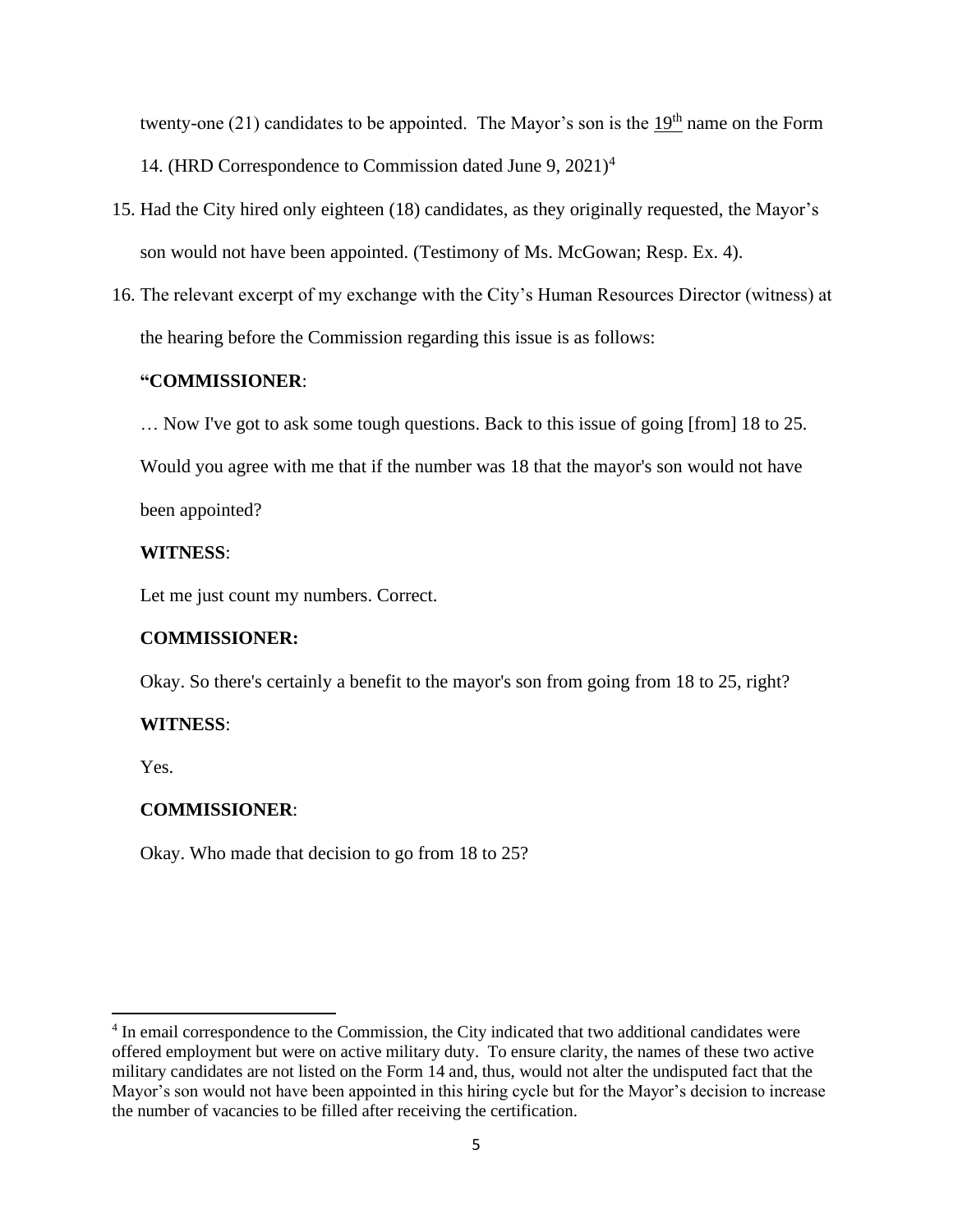twenty-one (21) candidates to be appointed. The Mayor's son is the 19th name on the Form 14. (HRD Correspondence to Commission dated June 9, 2021)[4]

15. Had the City hired only eighteen (18) candidates, as they originally requested, the Mayor's son would not have been appointed. (Testimony of Ms. McGowan; Resp. Ex. 4).

16. The relevant excerpt of my exchange with the City's Human Resources Director (witness) at the hearing before the Commission regarding this issue is as follows:

**"COMMISSIONER**:

… Now I've got to ask some tough questions. Back to this issue of going [from] 18 to 25. Would you agree with me that if the number was 18 that the mayor's son would not have been appointed?

**WITNESS**:

Let me just count my numbers. Correct.

**COMMISSIONER:**

Okay. So there's certainly a benefit to the mayor's son from going from 18 to 25, right?

**WITNESS**:

Yes.

**COMMISSIONER**:

Okay. Who made that decision to go from 18 to 25?

---

[4] In email correspondence to the Commission, the City indicated that two additional candidates were offered employment but were on active military duty. To ensure clarity, the names of these two active military candidates are not listed on the Form 14 and, thus, would not alter the undisputed fact that the Mayor's son would not have been appointed in this hiring cycle but for the Mayor's decision to increase the number of vacancies to be filled after receiving the certification.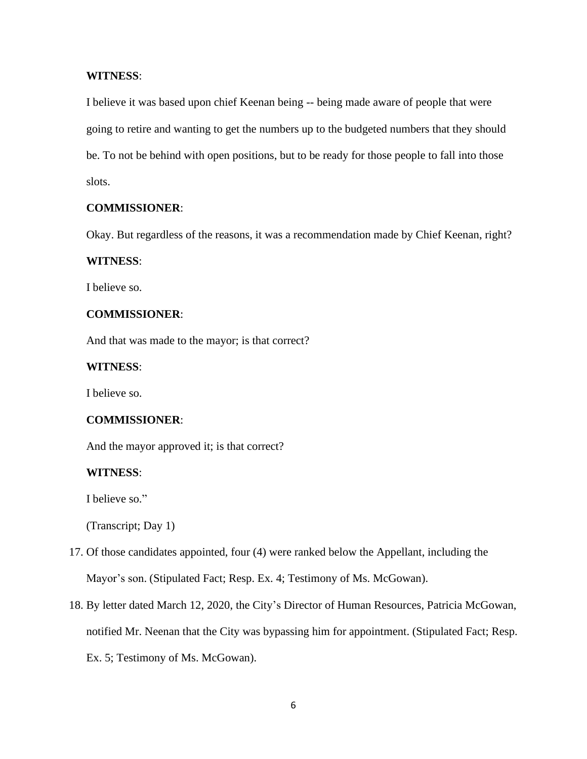**WITNESS**:

I believe it was based upon chief Keenan being -- being made aware of people that were going to retire and wanting to get the numbers up to the budgeted numbers that they should be. To not be behind with open positions, but to be ready for those people to fall into those slots.

**COMMISSIONER**:

Okay. But regardless of the reasons, it was a recommendation made by Chief Keenan, right?

**WITNESS**:

I believe so.

**COMMISSIONER**:

And that was made to the mayor; is that correct?

**WITNESS**:

I believe so.

**COMMISSIONER**:

And the mayor approved it; is that correct?

**WITNESS**:

I believe so."

(Transcript; Day 1)

17. Of those candidates appointed, four (4) were ranked below the Appellant, including the Mayor's son. (Stipulated Fact; Resp. Ex. 4; Testimony of Ms. McGowan).
18. By letter dated March 12, 2020, the City's Director of Human Resources, Patricia McGowan, notified Mr. Neenan that the City was bypassing him for appointment. (Stipulated Fact; Resp. Ex. 5; Testimony of Ms. McGowan).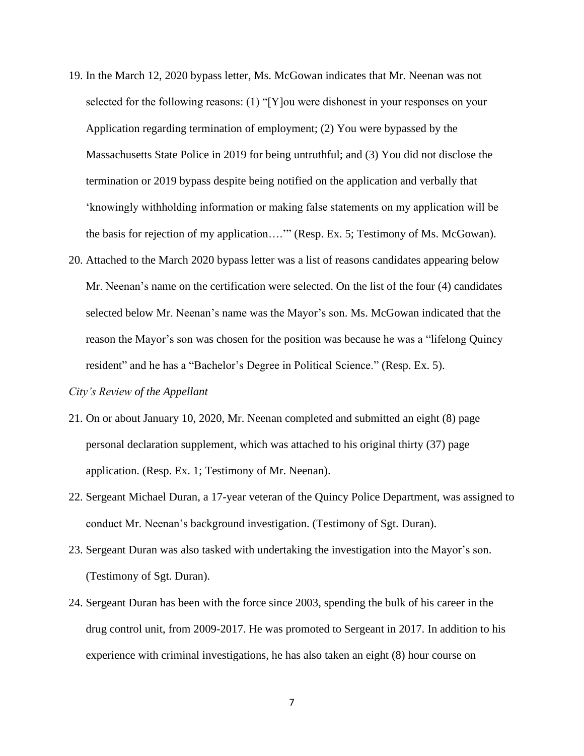19. In the March 12, 2020 bypass letter, Ms. McGowan indicates that Mr. Neenan was not selected for the following reasons: (1) "[Y]ou were dishonest in your responses on your Application regarding termination of employment; (2) You were bypassed by the Massachusetts State Police in 2019 for being untruthful; and (3) You did not disclose the termination or 2019 bypass despite being notified on the application and verbally that 'knowingly withholding information or making false statements on my application will be the basis for rejection of my application….'" (Resp. Ex. 5; Testimony of Ms. McGowan).

20. Attached to the March 2020 bypass letter was a list of reasons candidates appearing below Mr. Neenan's name on the certification were selected. On the list of the four (4) candidates selected below Mr. Neenan's name was the Mayor's son. Ms. McGowan indicated that the reason the Mayor's son was chosen for the position was because he was a "lifelong Quincy resident" and he has a "Bachelor's Degree in Political Science." (Resp. Ex. 5).

*City's Review of the Appellant*

21. On or about January 10, 2020, Mr. Neenan completed and submitted an eight (8) page personal declaration supplement, which was attached to his original thirty (37) page application. (Resp. Ex. 1; Testimony of Mr. Neenan).

22. Sergeant Michael Duran, a 17-year veteran of the Quincy Police Department, was assigned to conduct Mr. Neenan's background investigation. (Testimony of Sgt. Duran).

23. Sergeant Duran was also tasked with undertaking the investigation into the Mayor's son. (Testimony of Sgt. Duran).

24. Sergeant Duran has been with the force since 2003, spending the bulk of his career in the drug control unit, from 2009-2017. He was promoted to Sergeant in 2017. In addition to his experience with criminal investigations, he has also taken an eight (8) hour course on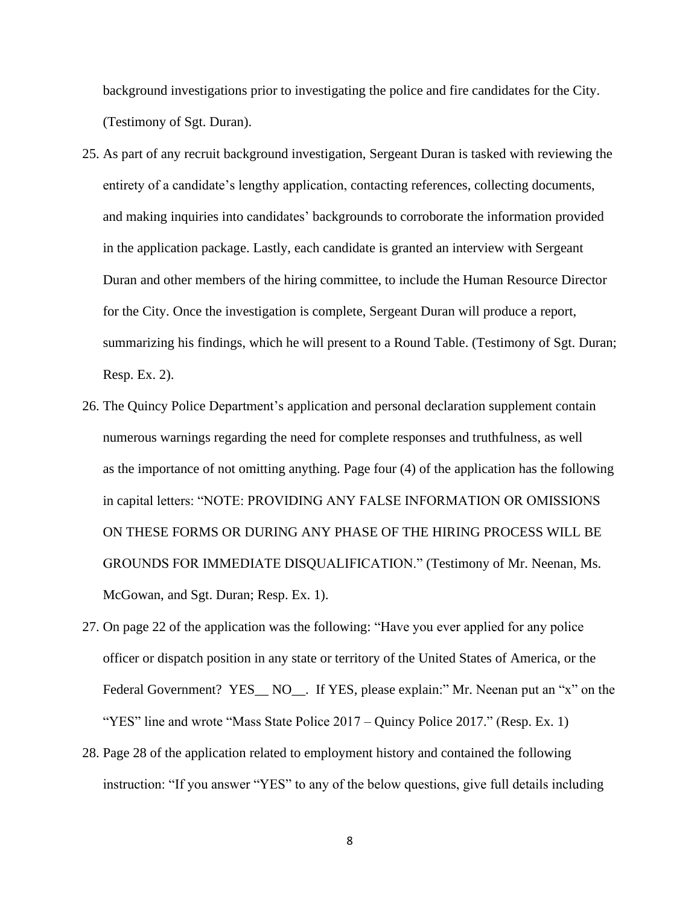background investigations prior to investigating the police and fire candidates for the City. (Testimony of Sgt. Duran).

25. As part of any recruit background investigation, Sergeant Duran is tasked with reviewing the entirety of a candidate's lengthy application, contacting references, collecting documents, and making inquiries into candidates' backgrounds to corroborate the information provided in the application package. Lastly, each candidate is granted an interview with Sergeant Duran and other members of the hiring committee, to include the Human Resource Director for the City. Once the investigation is complete, Sergeant Duran will produce a report, summarizing his findings, which he will present to a Round Table. (Testimony of Sgt. Duran; Resp. Ex. 2).

26. The Quincy Police Department's application and personal declaration supplement contain numerous warnings regarding the need for complete responses and truthfulness, as well as the importance of not omitting anything. Page four (4) of the application has the following in capital letters: "NOTE: PROVIDING ANY FALSE INFORMATION OR OMISSIONS ON THESE FORMS OR DURING ANY PHASE OF THE HIRING PROCESS WILL BE GROUNDS FOR IMMEDIATE DISQUALIFICATION." (Testimony of Mr. Neenan, Ms. McGowan, and Sgt. Duran; Resp. Ex. 1).

27. On page 22 of the application was the following: "Have you ever applied for any police officer or dispatch position in any state or territory of the United States of America, or the Federal Government? YES__ NO__. If YES, please explain:" Mr. Neenan put an "x" on the "YES" line and wrote "Mass State Police 2017 – Quincy Police 2017." (Resp. Ex. 1)

28. Page 28 of the application related to employment history and contained the following instruction: "If you answer "YES" to any of the below questions, give full details including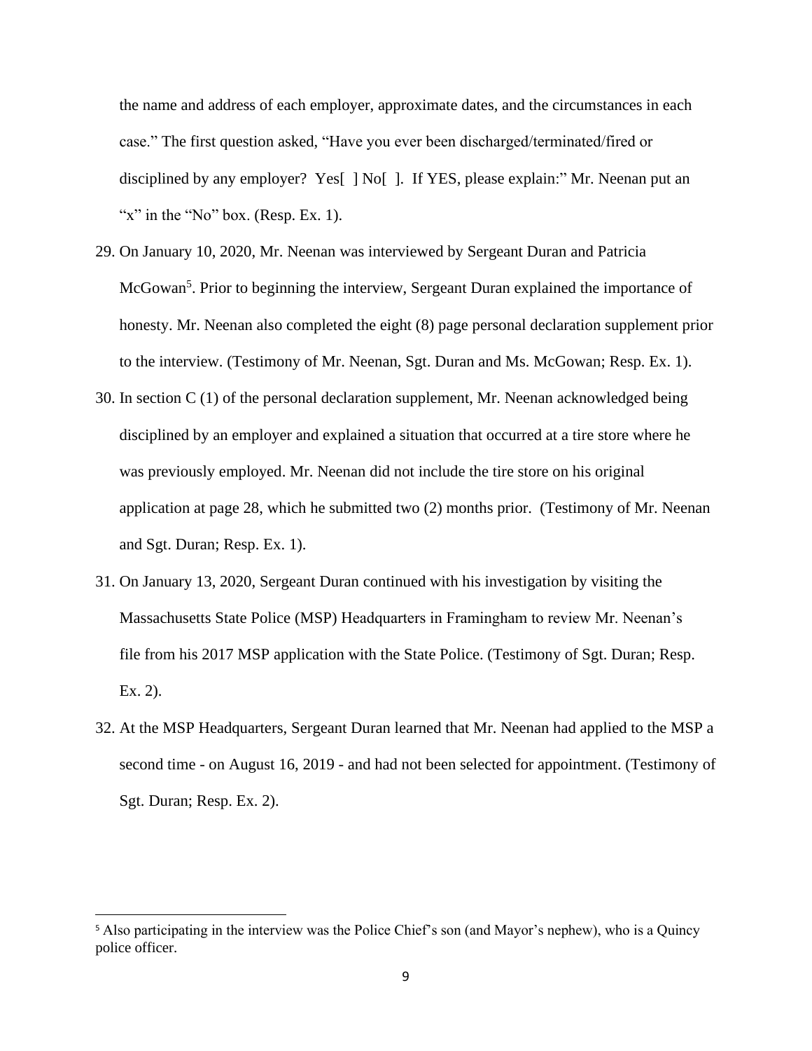the name and address of each employer, approximate dates, and the circumstances in each case." The first question asked, "Have you ever been discharged/terminated/fired or disciplined by any employer? Yes[ ] No[ ]. If YES, please explain:" Mr. Neenan put an "x" in the "No" box. (Resp. Ex. 1).

29. On January 10, 2020, Mr. Neenan was interviewed by Sergeant Duran and Patricia McGowan[5]. Prior to beginning the interview, Sergeant Duran explained the importance of honesty. Mr. Neenan also completed the eight (8) page personal declaration supplement prior to the interview. (Testimony of Mr. Neenan, Sgt. Duran and Ms. McGowan; Resp. Ex. 1).

30. In section C (1) of the personal declaration supplement, Mr. Neenan acknowledged being disciplined by an employer and explained a situation that occurred at a tire store where he was previously employed. Mr. Neenan did not include the tire store on his original application at page 28, which he submitted two (2) months prior. (Testimony of Mr. Neenan and Sgt. Duran; Resp. Ex. 1).

31. On January 13, 2020, Sergeant Duran continued with his investigation by visiting the Massachusetts State Police (MSP) Headquarters in Framingham to review Mr. Neenan's file from his 2017 MSP application with the State Police. (Testimony of Sgt. Duran; Resp. Ex. 2).

32. At the MSP Headquarters, Sergeant Duran learned that Mr. Neenan had applied to the MSP a second time - on August 16, 2019 - and had not been selected for appointment. (Testimony of Sgt. Duran; Resp. Ex. 2).

---

[5] Also participating in the interview was the Police Chief's son (and Mayor's nephew), who is a Quincy police officer.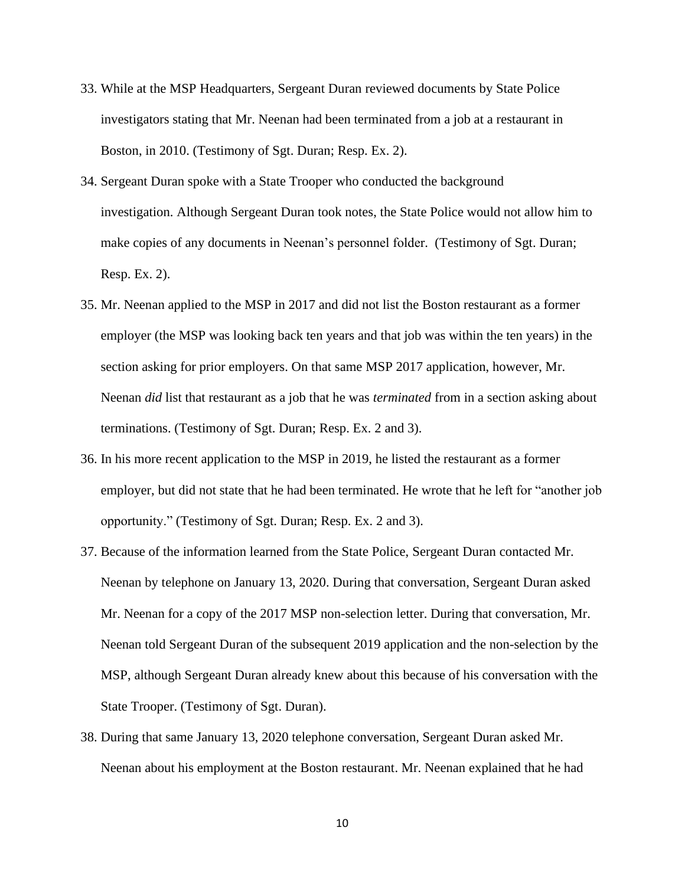33. While at the MSP Headquarters, Sergeant Duran reviewed documents by State Police investigators stating that Mr. Neenan had been terminated from a job at a restaurant in Boston, in 2010. (Testimony of Sgt. Duran; Resp. Ex. 2).

34. Sergeant Duran spoke with a State Trooper who conducted the background investigation. Although Sergeant Duran took notes, the State Police would not allow him to make copies of any documents in Neenan's personnel folder. (Testimony of Sgt. Duran; Resp. Ex. 2).

35. Mr. Neenan applied to the MSP in 2017 and did not list the Boston restaurant as a former employer (the MSP was looking back ten years and that job was within the ten years) in the section asking for prior employers. On that same MSP 2017 application, however, Mr. Neenan *did* list that restaurant as a job that he was *terminated* from in a section asking about terminations. (Testimony of Sgt. Duran; Resp. Ex. 2 and 3).

36. In his more recent application to the MSP in 2019, he listed the restaurant as a former employer, but did not state that he had been terminated. He wrote that he left for "another job opportunity." (Testimony of Sgt. Duran; Resp. Ex. 2 and 3).

37. Because of the information learned from the State Police, Sergeant Duran contacted Mr. Neenan by telephone on January 13, 2020. During that conversation, Sergeant Duran asked Mr. Neenan for a copy of the 2017 MSP non-selection letter. During that conversation, Mr. Neenan told Sergeant Duran of the subsequent 2019 application and the non-selection by the MSP, although Sergeant Duran already knew about this because of his conversation with the State Trooper. (Testimony of Sgt. Duran).

38. During that same January 13, 2020 telephone conversation, Sergeant Duran asked Mr. Neenan about his employment at the Boston restaurant. Mr. Neenan explained that he had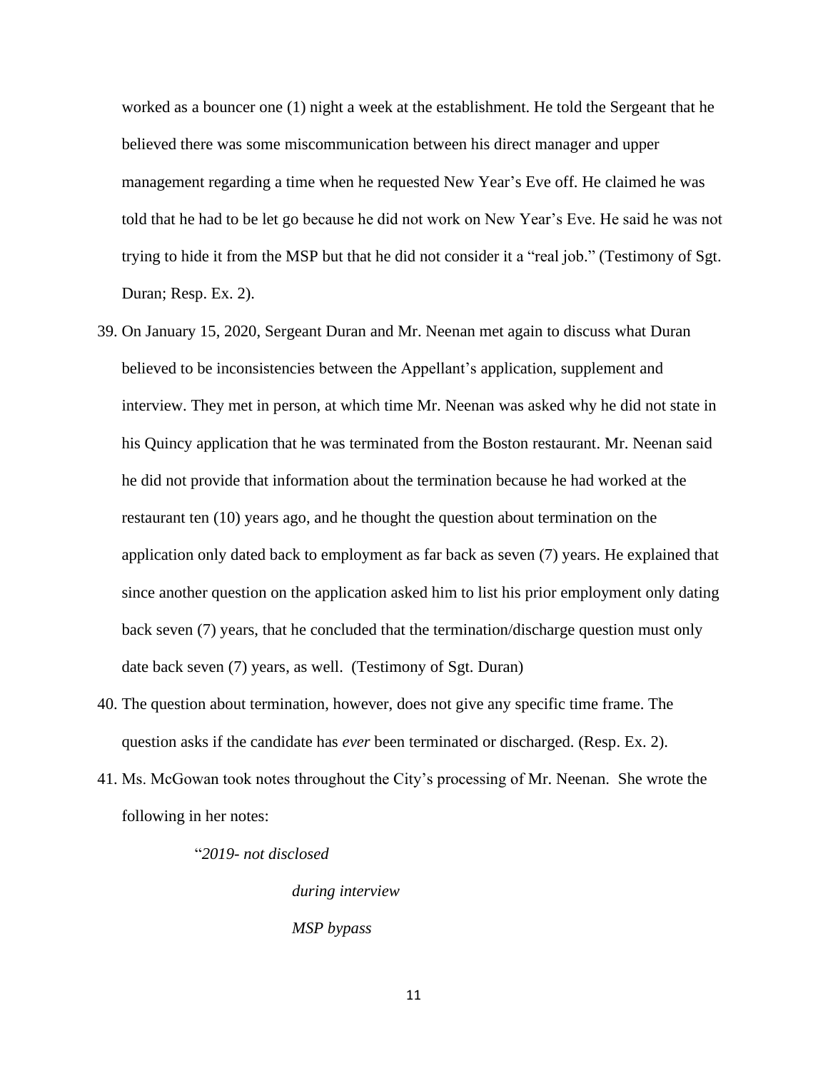worked as a bouncer one (1) night a week at the establishment. He told the Sergeant that he believed there was some miscommunication between his direct manager and upper management regarding a time when he requested New Year's Eve off. He claimed he was told that he had to be let go because he did not work on New Year's Eve. He said he was not trying to hide it from the MSP but that he did not consider it a "real job." (Testimony of Sgt. Duran; Resp. Ex. 2).

39. On January 15, 2020, Sergeant Duran and Mr. Neenan met again to discuss what Duran believed to be inconsistencies between the Appellant's application, supplement and interview. They met in person, at which time Mr. Neenan was asked why he did not state in his Quincy application that he was terminated from the Boston restaurant. Mr. Neenan said he did not provide that information about the termination because he had worked at the restaurant ten (10) years ago, and he thought the question about termination on the application only dated back to employment as far back as seven (7) years. He explained that since another question on the application asked him to list his prior employment only dating back seven (7) years, that he concluded that the termination/discharge question must only date back seven (7) years, as well. (Testimony of Sgt. Duran)
40. The question about termination, however, does not give any specific time frame. The question asks if the candidate has *ever* been terminated or discharged. (Resp. Ex. 2).
41. Ms. McGowan took notes throughout the City's processing of Mr. Neenan. She wrote the following in her notes:

"*2019- not disclosed*

*during interview*

*MSP bypass*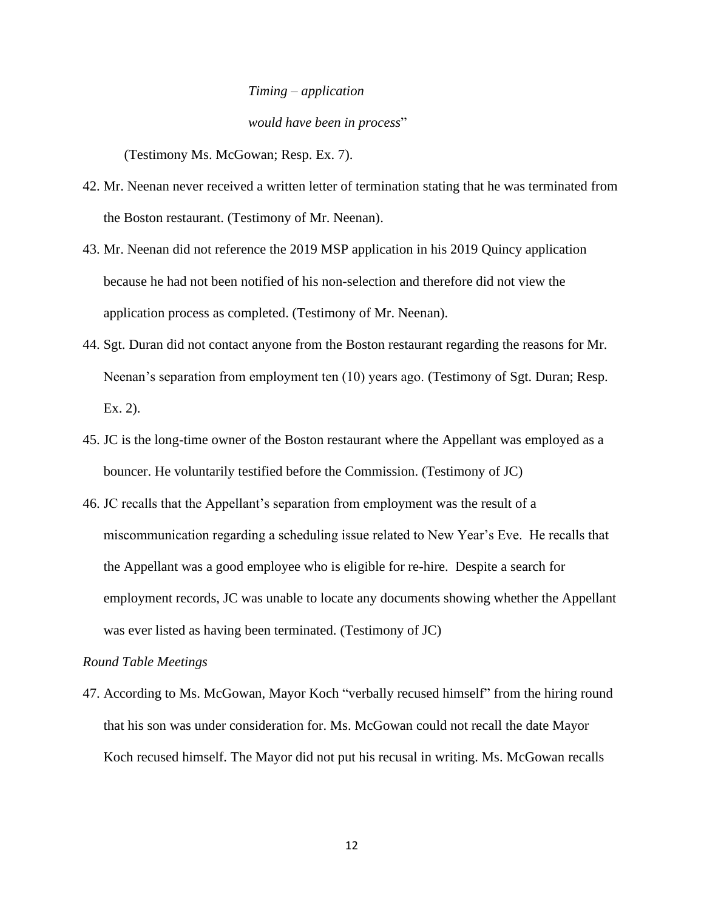*Timing – application*

*would have been in process*"

(Testimony Ms. McGowan; Resp. Ex. 7).

42. Mr. Neenan never received a written letter of termination stating that he was terminated from the Boston restaurant. (Testimony of Mr. Neenan).
43. Mr. Neenan did not reference the 2019 MSP application in his 2019 Quincy application because he had not been notified of his non-selection and therefore did not view the application process as completed. (Testimony of Mr. Neenan).
44. Sgt. Duran did not contact anyone from the Boston restaurant regarding the reasons for Mr. Neenan's separation from employment ten (10) years ago. (Testimony of Sgt. Duran; Resp. Ex. 2).
45. JC is the long-time owner of the Boston restaurant where the Appellant was employed as a bouncer. He voluntarily testified before the Commission. (Testimony of JC)
46. JC recalls that the Appellant's separation from employment was the result of a miscommunication regarding a scheduling issue related to New Year's Eve. He recalls that the Appellant was a good employee who is eligible for re-hire. Despite a search for employment records, JC was unable to locate any documents showing whether the Appellant was ever listed as having been terminated. (Testimony of JC)

*Round Table Meetings*

47. According to Ms. McGowan, Mayor Koch "verbally recused himself" from the hiring round that his son was under consideration for. Ms. McGowan could not recall the date Mayor Koch recused himself. The Mayor did not put his recusal in writing. Ms. McGowan recalls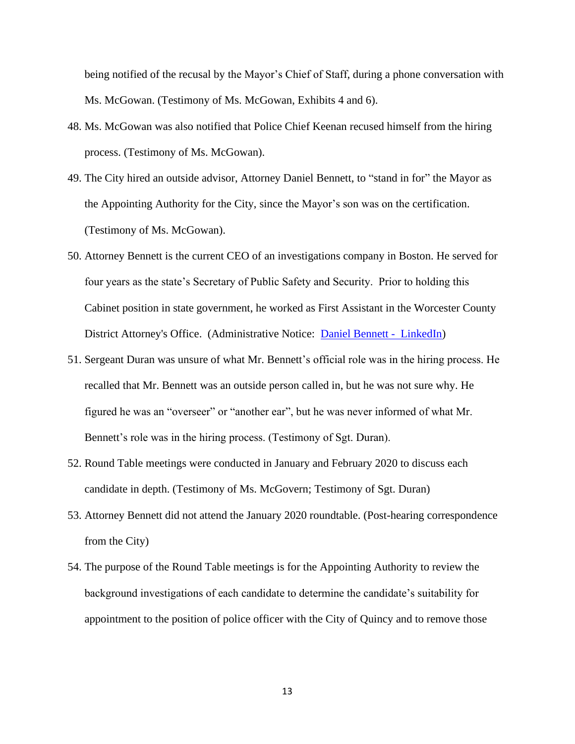being notified of the recusal by the Mayor's Chief of Staff, during a phone conversation with Ms. McGowan. (Testimony of Ms. McGowan, Exhibits 4 and 6).

48. Ms. McGowan was also notified that Police Chief Keenan recused himself from the hiring process. (Testimony of Ms. McGowan).

49. The City hired an outside advisor, Attorney Daniel Bennett, to "stand in for" the Mayor as the Appointing Authority for the City, since the Mayor's son was on the certification. (Testimony of Ms. McGowan).

50. Attorney Bennett is the current CEO of an investigations company in Boston. He served for four years as the state's Secretary of Public Safety and Security. Prior to holding this Cabinet position in state government, he worked as First Assistant in the Worcester County District Attorney's Office. (Administrative Notice: Daniel Bennett - LinkedIn)

51. Sergeant Duran was unsure of what Mr. Bennett's official role was in the hiring process. He recalled that Mr. Bennett was an outside person called in, but he was not sure why. He figured he was an "overseer" or "another ear", but he was never informed of what Mr. Bennett's role was in the hiring process. (Testimony of Sgt. Duran).

52. Round Table meetings were conducted in January and February 2020 to discuss each candidate in depth. (Testimony of Ms. McGovern; Testimony of Sgt. Duran)

53. Attorney Bennett did not attend the January 2020 roundtable. (Post-hearing correspondence from the City)

54. The purpose of the Round Table meetings is for the Appointing Authority to review the background investigations of each candidate to determine the candidate's suitability for appointment to the position of police officer with the City of Quincy and to remove those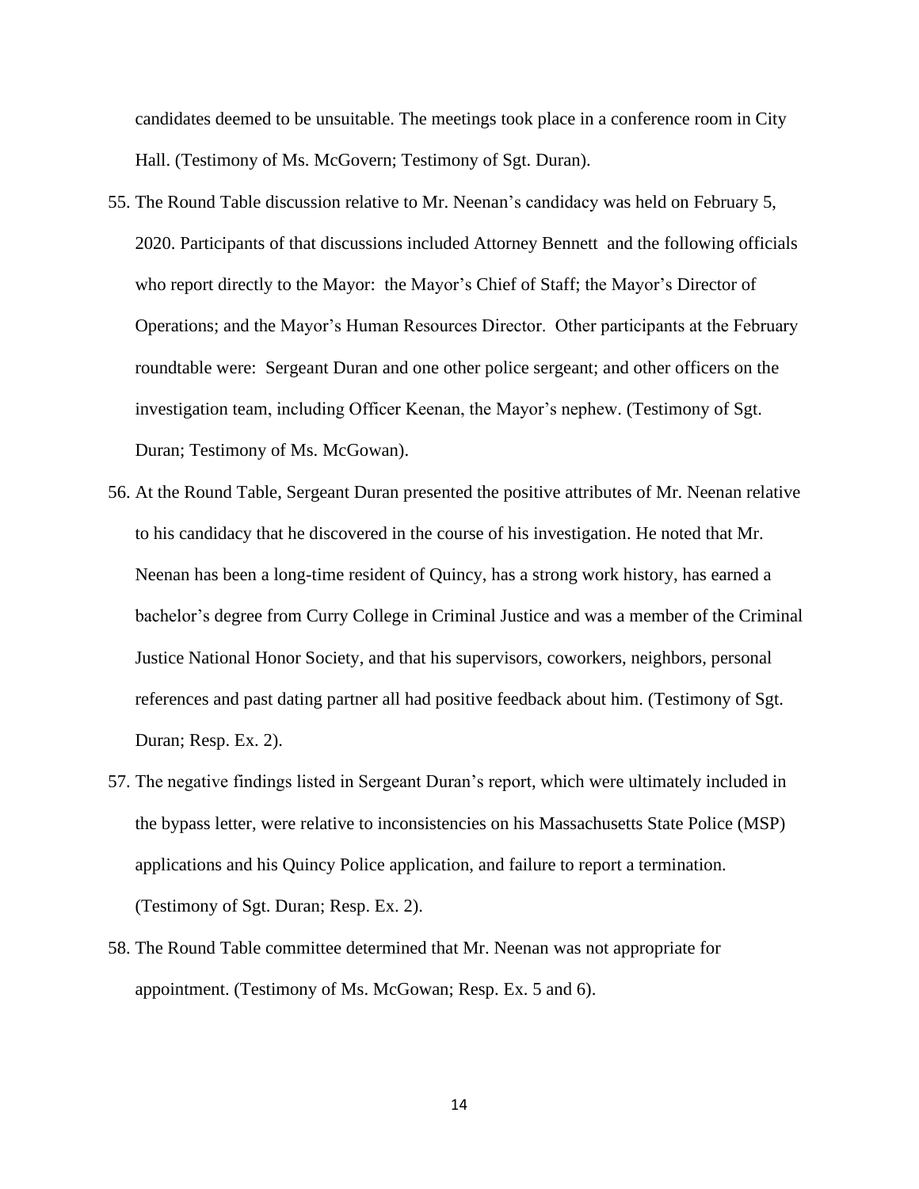candidates deemed to be unsuitable. The meetings took place in a conference room in City Hall. (Testimony of Ms. McGovern; Testimony of Sgt. Duran).

55. The Round Table discussion relative to Mr. Neenan's candidacy was held on February 5, 2020. Participants of that discussions included Attorney Bennett and the following officials who report directly to the Mayor: the Mayor's Chief of Staff; the Mayor's Director of Operations; and the Mayor's Human Resources Director. Other participants at the February roundtable were: Sergeant Duran and one other police sergeant; and other officers on the investigation team, including Officer Keenan, the Mayor's nephew. (Testimony of Sgt. Duran; Testimony of Ms. McGowan).

56. At the Round Table, Sergeant Duran presented the positive attributes of Mr. Neenan relative to his candidacy that he discovered in the course of his investigation. He noted that Mr. Neenan has been a long-time resident of Quincy, has a strong work history, has earned a bachelor's degree from Curry College in Criminal Justice and was a member of the Criminal Justice National Honor Society, and that his supervisors, coworkers, neighbors, personal references and past dating partner all had positive feedback about him. (Testimony of Sgt. Duran; Resp. Ex. 2).

57. The negative findings listed in Sergeant Duran's report, which were ultimately included in the bypass letter, were relative to inconsistencies on his Massachusetts State Police (MSP) applications and his Quincy Police application, and failure to report a termination. (Testimony of Sgt. Duran; Resp. Ex. 2).

58. The Round Table committee determined that Mr. Neenan was not appropriate for appointment. (Testimony of Ms. McGowan; Resp. Ex. 5 and 6).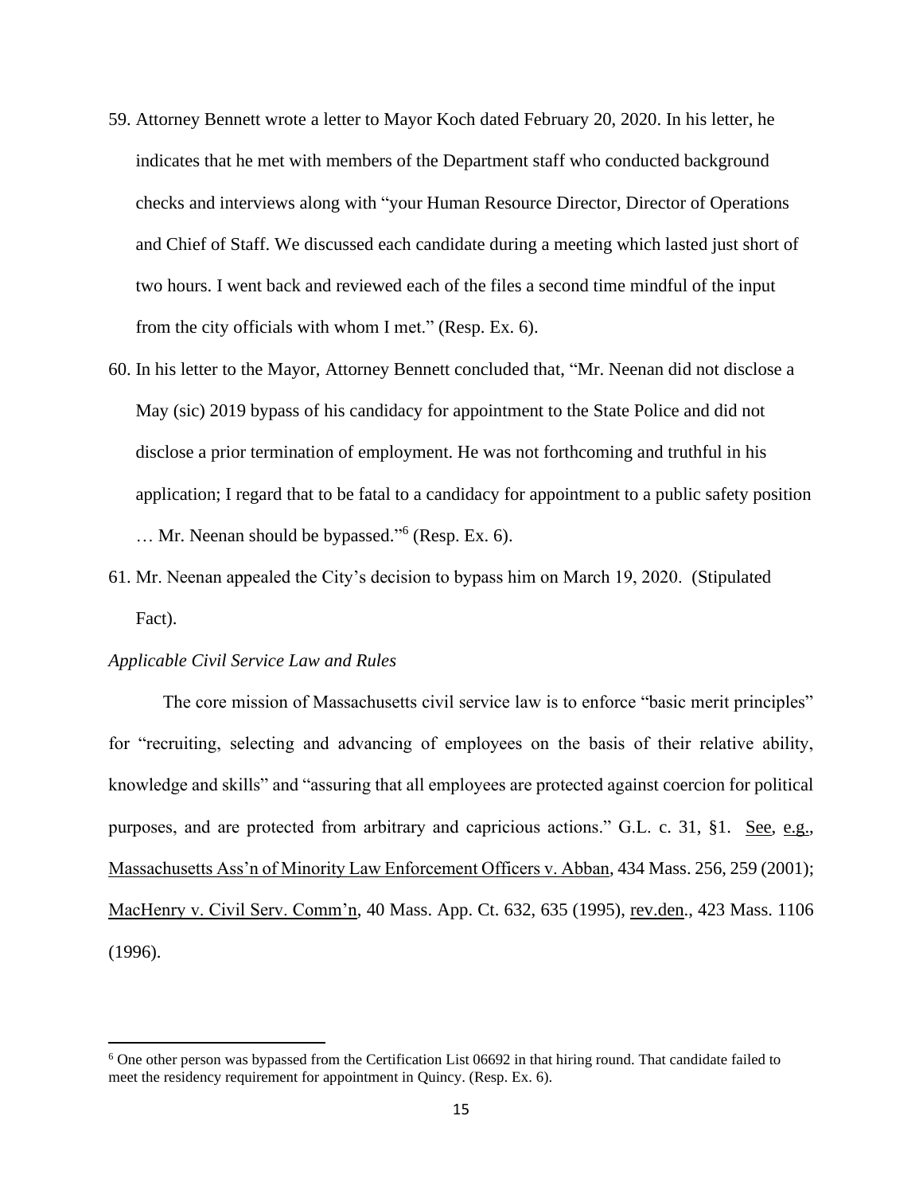59. Attorney Bennett wrote a letter to Mayor Koch dated February 20, 2020. In his letter, he indicates that he met with members of the Department staff who conducted background checks and interviews along with "your Human Resource Director, Director of Operations and Chief of Staff. We discussed each candidate during a meeting which lasted just short of two hours. I went back and reviewed each of the files a second time mindful of the input from the city officials with whom I met." (Resp. Ex. 6).

60. In his letter to the Mayor, Attorney Bennett concluded that, "Mr. Neenan did not disclose a May (sic) 2019 bypass of his candidacy for appointment to the State Police and did not disclose a prior termination of employment. He was not forthcoming and truthful in his application; I regard that to be fatal to a candidacy for appointment to a public safety position … Mr. Neenan should be bypassed."[6] (Resp. Ex. 6).

61. Mr. Neenan appealed the City's decision to bypass him on March 19, 2020. (Stipulated Fact).

*Applicable Civil Service Law and Rules*

The core mission of Massachusetts civil service law is to enforce "basic merit principles" for "recruiting, selecting and advancing of employees on the basis of their relative ability, knowledge and skills" and "assuring that all employees are protected against coercion for political purposes, and are protected from arbitrary and capricious actions." G.L. c. 31, §1. See, e.g., Massachusetts Ass'n of Minority Law Enforcement Officers v. Abban, 434 Mass. 256, 259 (2001); MacHenry v. Civil Serv. Comm'n, 40 Mass. App. Ct. 632, 635 (1995), rev.den., 423 Mass. 1106 (1996).

---

[6] One other person was bypassed from the Certification List 06692 in that hiring round. That candidate failed to meet the residency requirement for appointment in Quincy. (Resp. Ex. 6).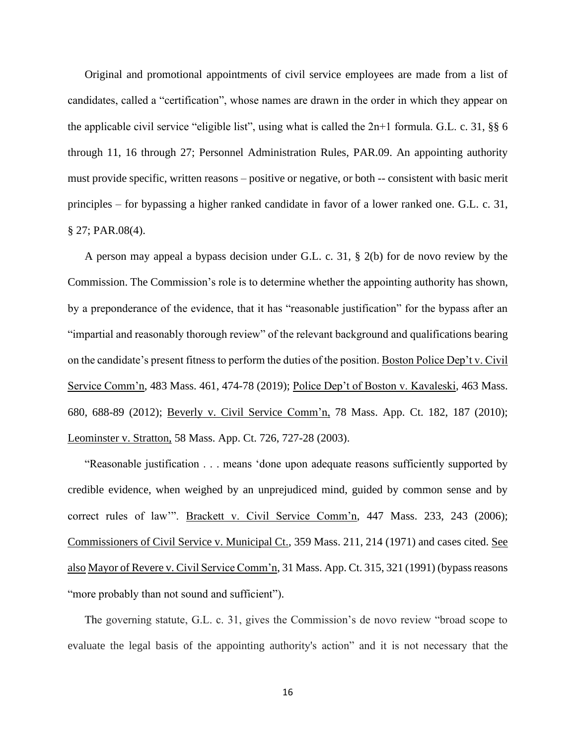Original and promotional appointments of civil service employees are made from a list of candidates, called a "certification", whose names are drawn in the order in which they appear on the applicable civil service "eligible list", using what is called the 2n+1 formula. G.L. c. 31, §§ 6 through 11, 16 through 27; Personnel Administration Rules, PAR.09. An appointing authority must provide specific, written reasons – positive or negative, or both -- consistent with basic merit principles – for bypassing a higher ranked candidate in favor of a lower ranked one. G.L. c. 31, § 27; PAR.08(4).

A person may appeal a bypass decision under G.L. c. 31, § 2(b) for de novo review by the Commission. The Commission's role is to determine whether the appointing authority has shown, by a preponderance of the evidence, that it has "reasonable justification" for the bypass after an "impartial and reasonably thorough review" of the relevant background and qualifications bearing on the candidate's present fitness to perform the duties of the position. Boston Police Dep't v. Civil Service Comm'n, 483 Mass. 461, 474-78 (2019); Police Dep't of Boston v. Kavaleski, 463 Mass. 680, 688-89 (2012); Beverly v. Civil Service Comm'n, 78 Mass. App. Ct. 182, 187 (2010); Leominster v. Stratton, 58 Mass. App. Ct. 726, 727-28 (2003).

"Reasonable justification . . . means 'done upon adequate reasons sufficiently supported by credible evidence, when weighed by an unprejudiced mind, guided by common sense and by correct rules of law'". Brackett v. Civil Service Comm'n, 447 Mass. 233, 243 (2006); Commissioners of Civil Service v. Municipal Ct., 359 Mass. 211, 214 (1971) and cases cited. See also Mayor of Revere v. Civil Service Comm'n, 31 Mass. App. Ct. 315, 321 (1991) (bypass reasons "more probably than not sound and sufficient").

The governing statute, G.L. c. 31, gives the Commission's de novo review "broad scope to evaluate the legal basis of the appointing authority's action" and it is not necessary that the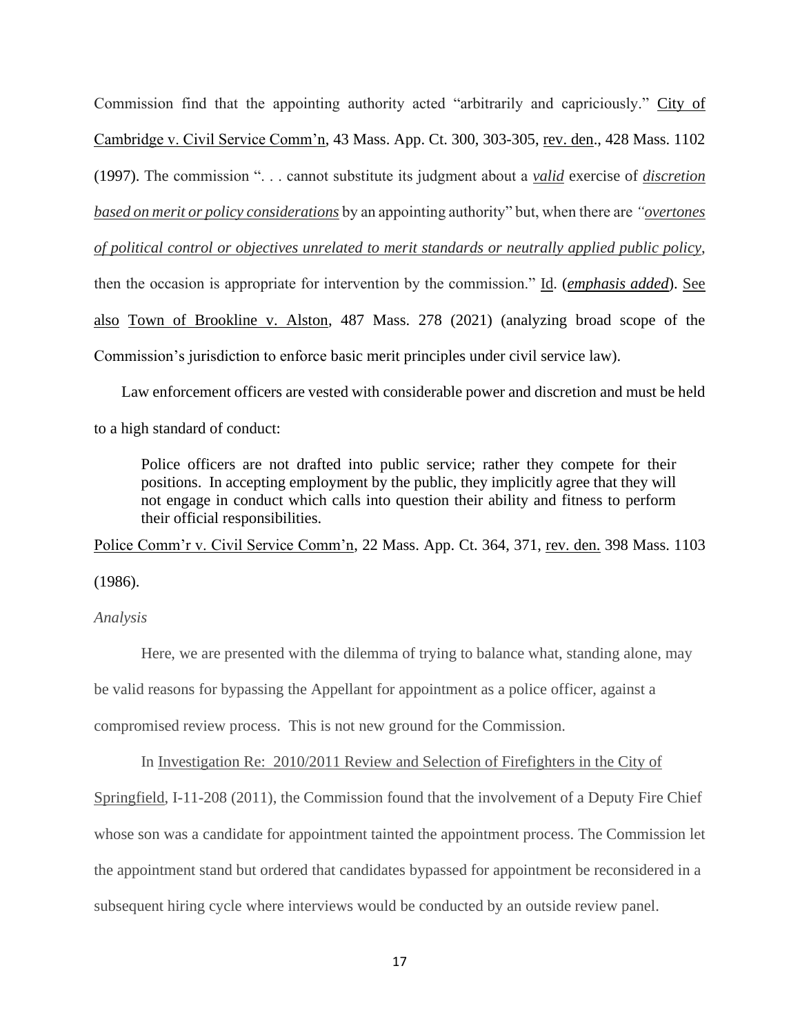Commission find that the appointing authority acted "arbitrarily and capriciously." City of Cambridge v. Civil Service Comm'n, 43 Mass. App. Ct. 300, 303-305, rev. den., 428 Mass. 1102 (1997). The commission ". . . cannot substitute its judgment about a ***valid*** exercise of ***discretion based on merit or policy considerations*** by an appointing authority" but, when there are *"overtones of political control or objectives unrelated to merit standards or neutrally applied public policy*, then the occasion is appropriate for intervention by the commission." Id. (***emphasis added***). See also Town of Brookline v. Alston, 487 Mass. 278 (2021) (analyzing broad scope of the Commission's jurisdiction to enforce basic merit principles under civil service law).

Law enforcement officers are vested with considerable power and discretion and must be held to a high standard of conduct:

> Police officers are not drafted into public service; rather they compete for their positions. In accepting employment by the public, they implicitly agree that they will not engage in conduct which calls into question their ability and fitness to perform their official responsibilities.

Police Comm'r v. Civil Service Comm'n, 22 Mass. App. Ct. 364, 371, rev. den. 398 Mass. 1103 (1986).

*Analysis*

Here, we are presented with the dilemma of trying to balance what, standing alone, may be valid reasons for bypassing the Appellant for appointment as a police officer, against a compromised review process. This is not new ground for the Commission.

In Investigation Re: 2010/2011 Review and Selection of Firefighters in the City of Springfield, I-11-208 (2011), the Commission found that the involvement of a Deputy Fire Chief whose son was a candidate for appointment tainted the appointment process. The Commission let the appointment stand but ordered that candidates bypassed for appointment be reconsidered in a subsequent hiring cycle where interviews would be conducted by an outside review panel.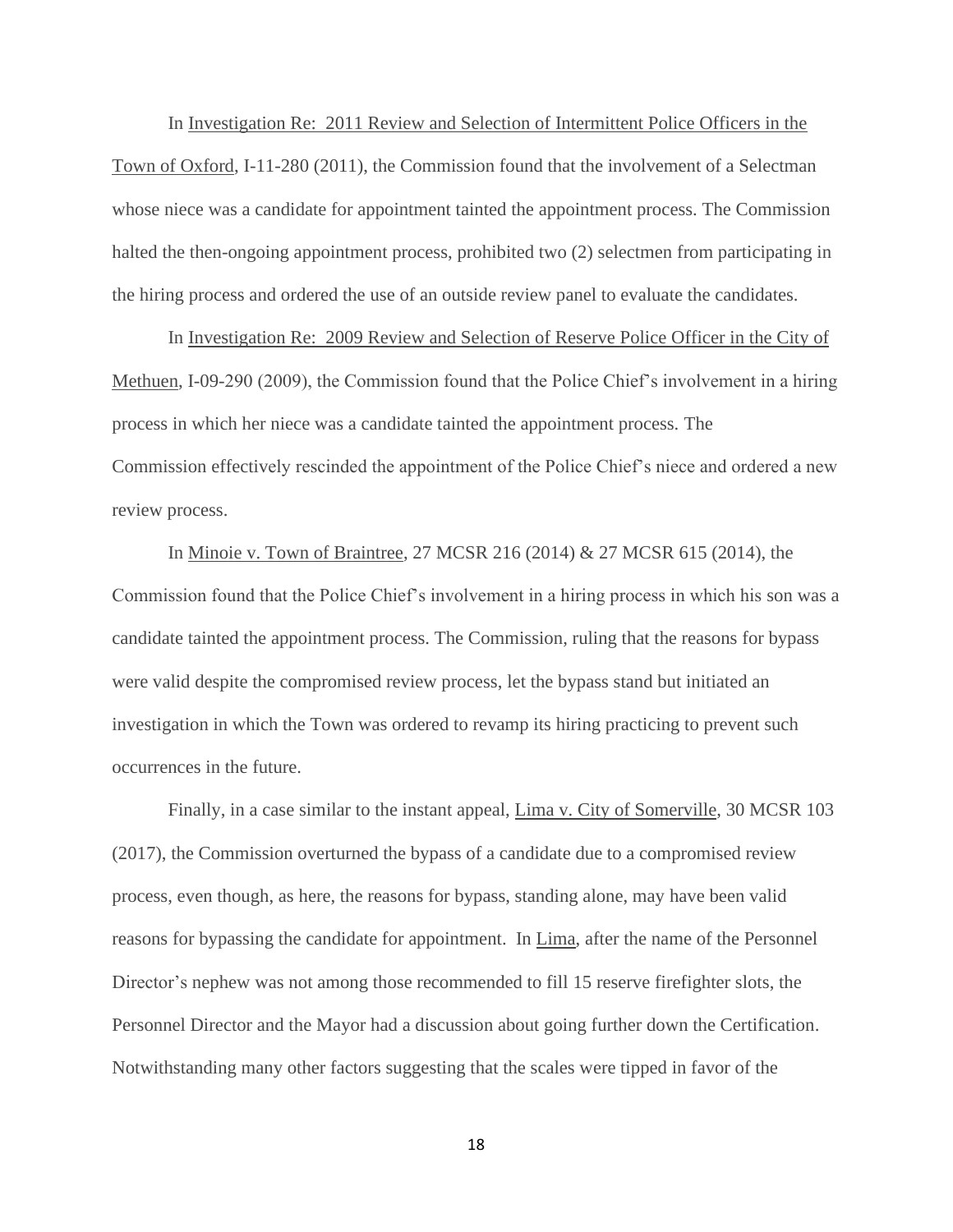In Investigation Re: 2011 Review and Selection of Intermittent Police Officers in the Town of Oxford, I-11-280 (2011), the Commission found that the involvement of a Selectman whose niece was a candidate for appointment tainted the appointment process. The Commission halted the then-ongoing appointment process, prohibited two (2) selectmen from participating in the hiring process and ordered the use of an outside review panel to evaluate the candidates.

In Investigation Re: 2009 Review and Selection of Reserve Police Officer in the City of Methuen, I-09-290 (2009), the Commission found that the Police Chief's involvement in a hiring process in which her niece was a candidate tainted the appointment process. The Commission effectively rescinded the appointment of the Police Chief's niece and ordered a new review process.

In Minoie v. Town of Braintree, 27 MCSR 216 (2014) & 27 MCSR 615 (2014), the Commission found that the Police Chief's involvement in a hiring process in which his son was a candidate tainted the appointment process. The Commission, ruling that the reasons for bypass were valid despite the compromised review process, let the bypass stand but initiated an investigation in which the Town was ordered to revamp its hiring practicing to prevent such occurrences in the future.

Finally, in a case similar to the instant appeal, Lima v. City of Somerville, 30 MCSR 103 (2017), the Commission overturned the bypass of a candidate due to a compromised review process, even though, as here, the reasons for bypass, standing alone, may have been valid reasons for bypassing the candidate for appointment. In Lima, after the name of the Personnel Director's nephew was not among those recommended to fill 15 reserve firefighter slots, the Personnel Director and the Mayor had a discussion about going further down the Certification. Notwithstanding many other factors suggesting that the scales were tipped in favor of the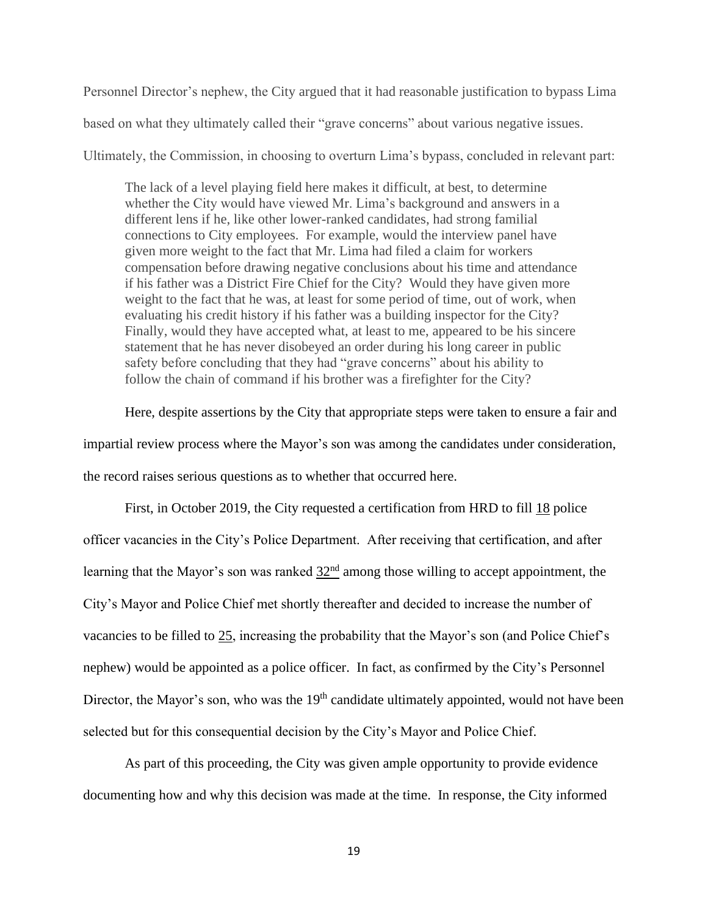Personnel Director's nephew, the City argued that it had reasonable justification to bypass Lima based on what they ultimately called their "grave concerns" about various negative issues. Ultimately, the Commission, in choosing to overturn Lima's bypass, concluded in relevant part:

> The lack of a level playing field here makes it difficult, at best, to determine whether the City would have viewed Mr. Lima's background and answers in a different lens if he, like other lower-ranked candidates, had strong familial connections to City employees. For example, would the interview panel have given more weight to the fact that Mr. Lima had filed a claim for workers compensation before drawing negative conclusions about his time and attendance if his father was a District Fire Chief for the City? Would they have given more weight to the fact that he was, at least for some period of time, out of work, when evaluating his credit history if his father was a building inspector for the City? Finally, would they have accepted what, at least to me, appeared to be his sincere statement that he has never disobeyed an order during his long career in public safety before concluding that they had "grave concerns" about his ability to follow the chain of command if his brother was a firefighter for the City?

Here, despite assertions by the City that appropriate steps were taken to ensure a fair and impartial review process where the Mayor's son was among the candidates under consideration, the record raises serious questions as to whether that occurred here.

First, in October 2019, the City requested a certification from HRD to fill <u>18</u> police officer vacancies in the City's Police Department. After receiving that certification, and after learning that the Mayor's son was ranked <u>32nd</u> among those willing to accept appointment, the City's Mayor and Police Chief met shortly thereafter and decided to increase the number of vacancies to be filled to <u>25</u>, increasing the probability that the Mayor's son (and Police Chief's nephew) would be appointed as a police officer. In fact, as confirmed by the City's Personnel Director, the Mayor's son, who was the 19th candidate ultimately appointed, would not have been selected but for this consequential decision by the City's Mayor and Police Chief.

As part of this proceeding, the City was given ample opportunity to provide evidence documenting how and why this decision was made at the time. In response, the City informed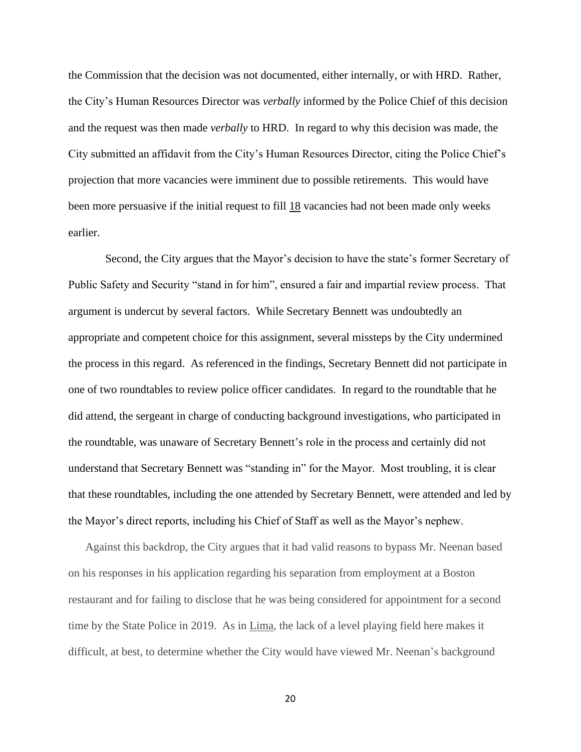the Commission that the decision was not documented, either internally, or with HRD. Rather, the City's Human Resources Director was *verbally* informed by the Police Chief of this decision and the request was then made *verbally* to HRD. In regard to why this decision was made, the City submitted an affidavit from the City's Human Resources Director, citing the Police Chief's projection that more vacancies were imminent due to possible retirements. This would have been more persuasive if the initial request to fill 18 vacancies had not been made only weeks earlier.

Second, the City argues that the Mayor's decision to have the state's former Secretary of Public Safety and Security "stand in for him", ensured a fair and impartial review process. That argument is undercut by several factors. While Secretary Bennett was undoubtedly an appropriate and competent choice for this assignment, several missteps by the City undermined the process in this regard. As referenced in the findings, Secretary Bennett did not participate in one of two roundtables to review police officer candidates. In regard to the roundtable that he did attend, the sergeant in charge of conducting background investigations, who participated in the roundtable, was unaware of Secretary Bennett's role in the process and certainly did not understand that Secretary Bennett was "standing in" for the Mayor. Most troubling, it is clear that these roundtables, including the one attended by Secretary Bennett, were attended and led by the Mayor's direct reports, including his Chief of Staff as well as the Mayor's nephew.

Against this backdrop, the City argues that it had valid reasons to bypass Mr. Neenan based on his responses in his application regarding his separation from employment at a Boston restaurant and for failing to disclose that he was being considered for appointment for a second time by the State Police in 2019. As in Lima, the lack of a level playing field here makes it difficult, at best, to determine whether the City would have viewed Mr. Neenan's background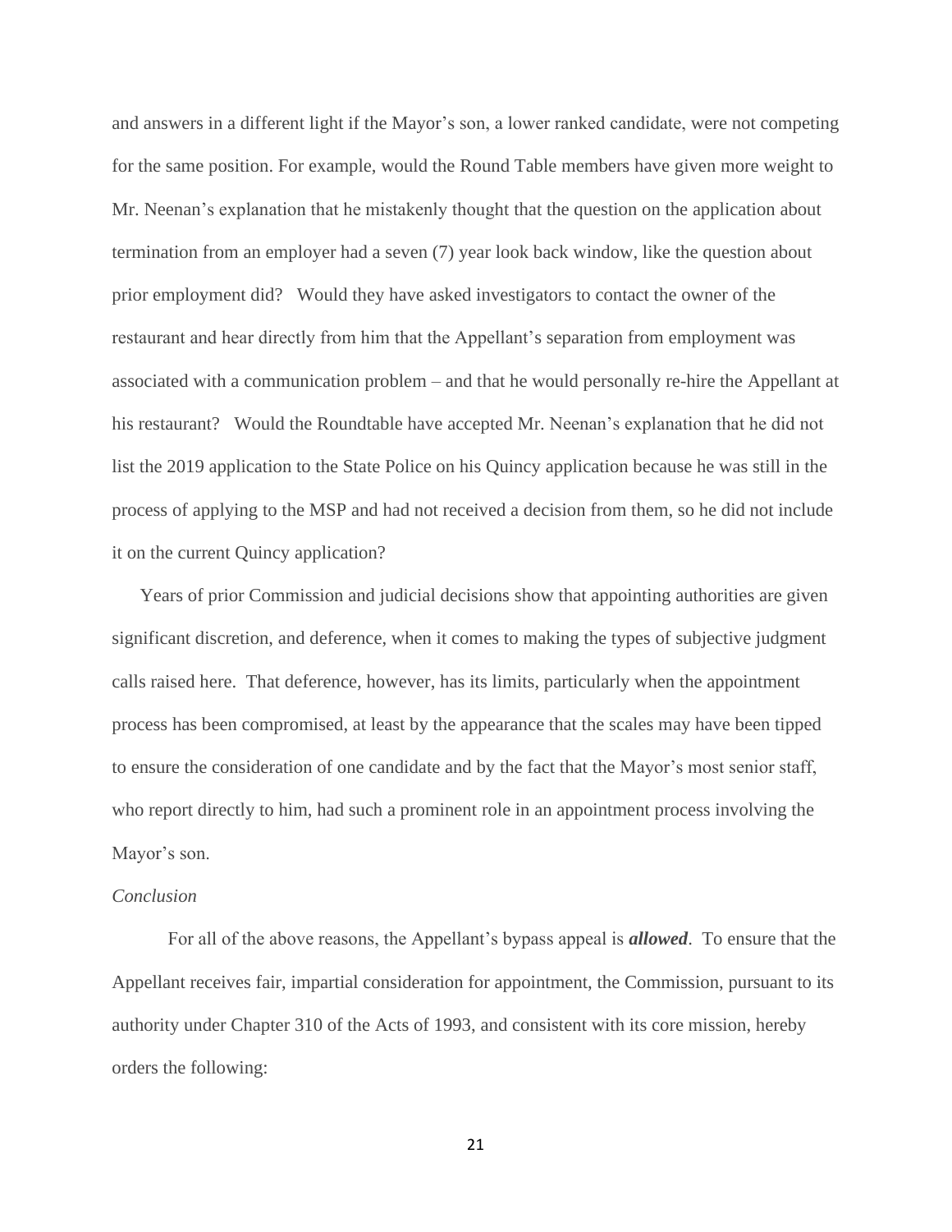and answers in a different light if the Mayor's son, a lower ranked candidate, were not competing for the same position. For example, would the Round Table members have given more weight to Mr. Neenan's explanation that he mistakenly thought that the question on the application about termination from an employer had a seven (7) year look back window, like the question about prior employment did? Would they have asked investigators to contact the owner of the restaurant and hear directly from him that the Appellant's separation from employment was associated with a communication problem – and that he would personally re-hire the Appellant at his restaurant? Would the Roundtable have accepted Mr. Neenan's explanation that he did not list the 2019 application to the State Police on his Quincy application because he was still in the process of applying to the MSP and had not received a decision from them, so he did not include it on the current Quincy application?

Years of prior Commission and judicial decisions show that appointing authorities are given significant discretion, and deference, when it comes to making the types of subjective judgment calls raised here. That deference, however, has its limits, particularly when the appointment process has been compromised, at least by the appearance that the scales may have been tipped to ensure the consideration of one candidate and by the fact that the Mayor's most senior staff, who report directly to him, had such a prominent role in an appointment process involving the Mayor's son.

*Conclusion*

For all of the above reasons, the Appellant's bypass appeal is ***allowed***. To ensure that the Appellant receives fair, impartial consideration for appointment, the Commission, pursuant to its authority under Chapter 310 of the Acts of 1993, and consistent with its core mission, hereby orders the following: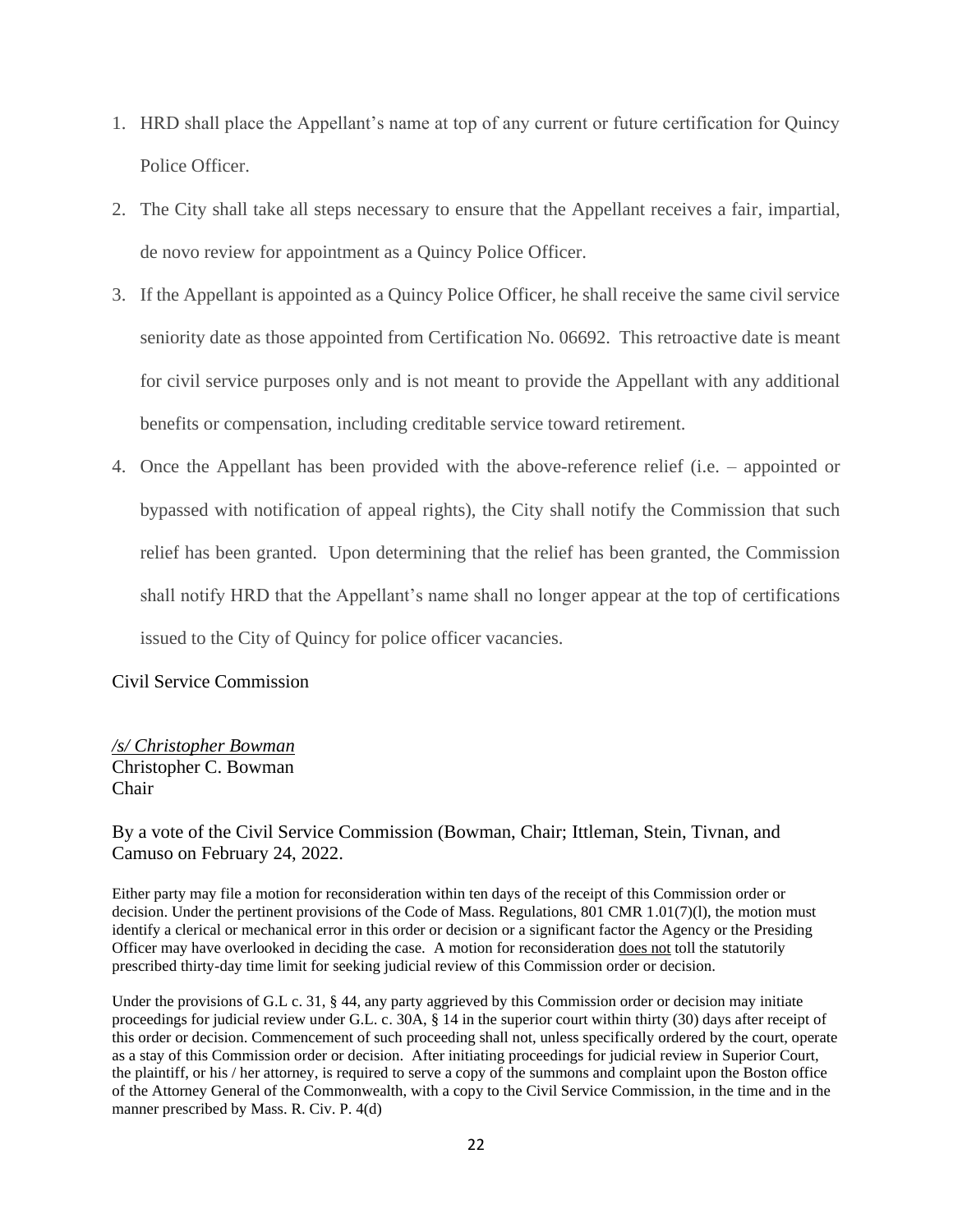1. HRD shall place the Appellant's name at top of any current or future certification for Quincy Police Officer.
2. The City shall take all steps necessary to ensure that the Appellant receives a fair, impartial, de novo review for appointment as a Quincy Police Officer.
3. If the Appellant is appointed as a Quincy Police Officer, he shall receive the same civil service seniority date as those appointed from Certification No. 06692. This retroactive date is meant for civil service purposes only and is not meant to provide the Appellant with any additional benefits or compensation, including creditable service toward retirement.
4. Once the Appellant has been provided with the above-reference relief (i.e. – appointed or bypassed with notification of appeal rights), the City shall notify the Commission that such relief has been granted. Upon determining that the relief has been granted, the Commission shall notify HRD that the Appellant's name shall no longer appear at the top of certifications issued to the City of Quincy for police officer vacancies.

Civil Service Commission

*/s/ Christopher Bowman*
Christopher C. Bowman
Chair

By a vote of the Civil Service Commission (Bowman, Chair; Ittleman, Stein, Tivnan, and Camuso on February 24, 2022.

Either party may file a motion for reconsideration within ten days of the receipt of this Commission order or decision. Under the pertinent provisions of the Code of Mass. Regulations, 801 CMR 1.01(7)(l), the motion must identify a clerical or mechanical error in this order or decision or a significant factor the Agency or the Presiding Officer may have overlooked in deciding the case. A motion for reconsideration does not toll the statutorily prescribed thirty-day time limit for seeking judicial review of this Commission order or decision.

Under the provisions of G.L c. 31, § 44, any party aggrieved by this Commission order or decision may initiate proceedings for judicial review under G.L. c. 30A, § 14 in the superior court within thirty (30) days after receipt of this order or decision. Commencement of such proceeding shall not, unless specifically ordered by the court, operate as a stay of this Commission order or decision. After initiating proceedings for judicial review in Superior Court, the plaintiff, or his / her attorney, is required to serve a copy of the summons and complaint upon the Boston office of the Attorney General of the Commonwealth, with a copy to the Civil Service Commission, in the time and in the manner prescribed by Mass. R. Civ. P. 4(d)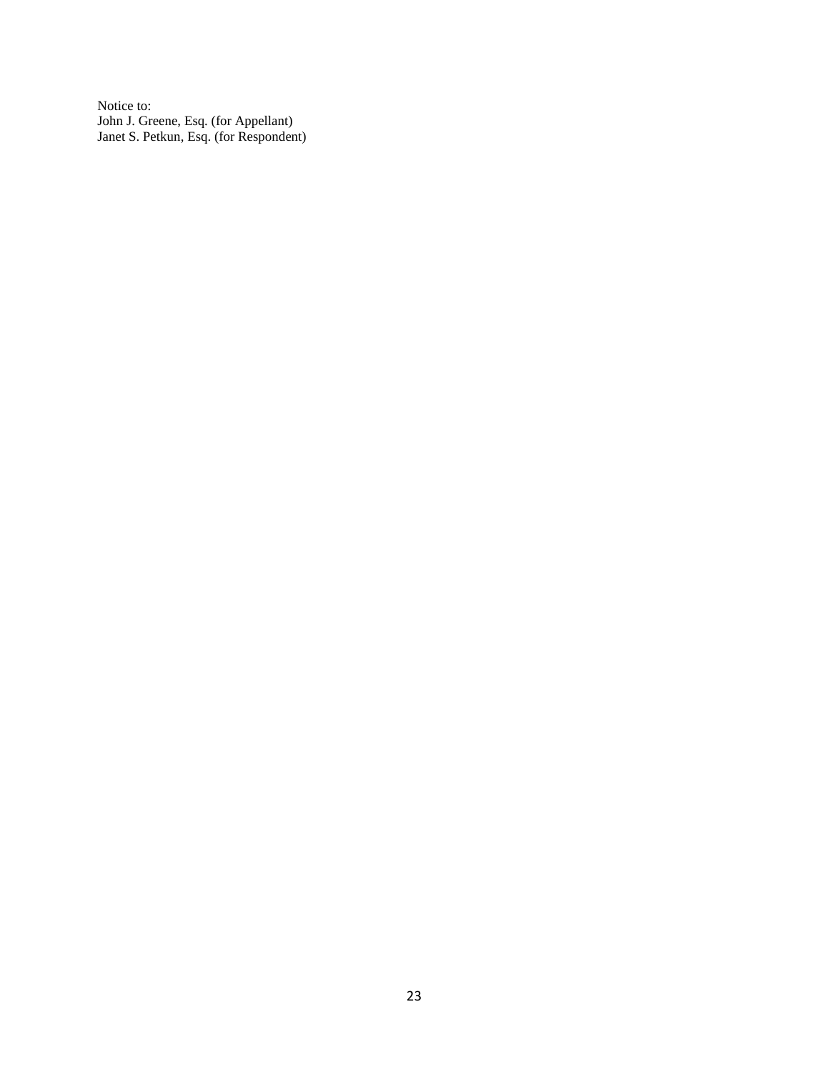Notice to:
John J. Greene, Esq. (for Appellant)
Janet S. Petkun, Esq. (for Respondent)